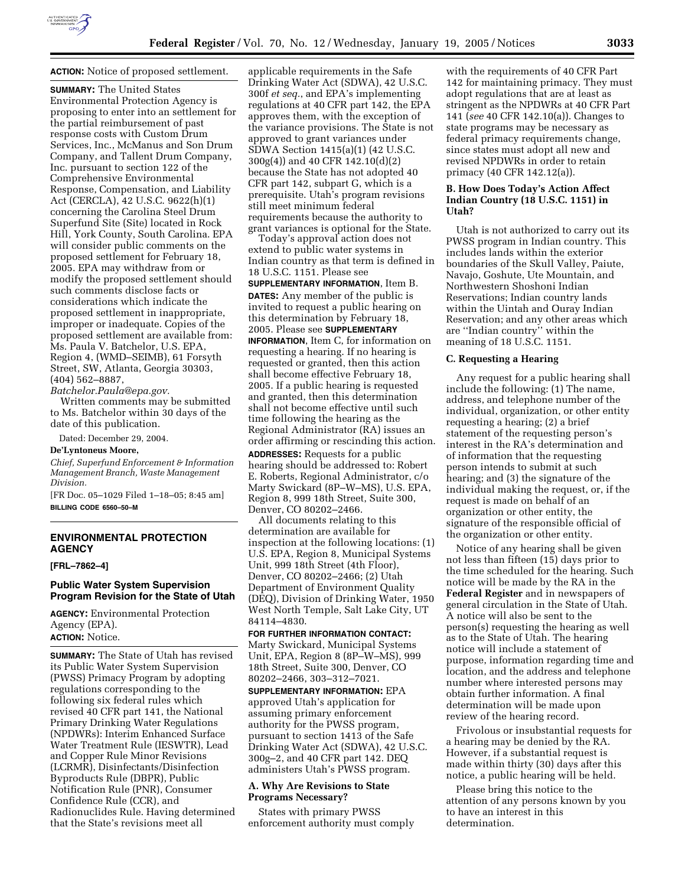**ACTION:** Notice of proposed settlement.

**SUMMARY:** The United States Environmental Protection Agency is proposing to enter into an settlement for the partial reimbursement of past response costs with Custom Drum Services, Inc., McManus and Son Drum Company, and Tallent Drum Company, Inc. pursuant to section 122 of the Comprehensive Environmental Response, Compensation, and Liability Act (CERCLA), 42 U.S.C. 9622(h)(1) concerning the Carolina Steel Drum Superfund Site (Site) located in Rock Hill, York County, South Carolina. EPA will consider public comments on the proposed settlement for February 18, 2005. EPA may withdraw from or modify the proposed settlement should such comments disclose facts or considerations which indicate the proposed settlement in inappropriate, improper or inadequate. Copies of the proposed settlement are available from: Ms. Paula V. Batchelor, U.S. EPA, Region 4, (WMD–SEIMB), 61 Forsyth Street, SW, Atlanta, Georgia 30303, (404) 562–8887, *Batchelor.Paula@epa.gov.*

Written comments may be submitted to Ms. Batchelor within 30 days of the date of this publication.

Dated: December 29, 2004.

**De'Lyntoneus Moore,**

*Chief, Superfund Enforcement & Information Management Branch, Waste Management Division.*

[FR Doc. 05–1029 Filed 1–18–05; 8:45 am]

**BILLING CODE 6560–50–M**

---

## ENVIRONMENTAL PROTECTION AGENCY

**[FRL–7862–4]**

### Public Water System Supervision Program Revision for the State of Utah

**AGENCY:** Environmental Protection Agency (EPA).

**ACTION:** Notice.

**SUMMARY:** The State of Utah has revised its Public Water System Supervision (PWSS) Primacy Program by adopting regulations corresponding to the following six federal rules which revised 40 CFR part 141, the National Primary Drinking Water Regulations (NPDWRs): Interim Enhanced Surface Water Treatment Rule (IESWTR), Lead and Copper Rule Minor Revisions (LCRMR), Disinfectants/Disinfection Byproducts Rule (DBPR), Public Notification Rule (PNR), Consumer Confidence Rule (CCR), and Radionuclides Rule. Having determined that the State's revisions meet all applicable requirements in the Safe Drinking Water Act (SDWA), 42 U.S.C. 300f *et seq.*, and EPA's implementing regulations at 40 CFR part 142, the EPA approves them, with the exception of the variance provisions. The State is not approved to grant variances under SDWA Section 1415(a)(1) (42 U.S.C. 300g(4)) and 40 CFR 142.10(d)(2) because the State has not adopted 40 CFR part 142, subpart G, which is a prerequisite. Utah's program revisions still meet minimum federal requirements because the authority to grant variances is optional for the State.

Today's approval action does not extend to public water systems in Indian country as that term is defined in 18 U.S.C. 1151. Please see **SUPPLEMENTARY INFORMATION**, Item B.

**DATES:** Any member of the public is invited to request a public hearing on this determination by February 18, 2005. Please see **SUPPLEMENTARY INFORMATION**, Item C, for information on requesting a hearing. If no hearing is requested or granted, then this action shall become effective February 18, 2005. If a public hearing is requested and granted, then this determination shall not become effective until such time following the hearing as the Regional Administrator (RA) issues an order affirming or rescinding this action.

**ADDRESSES:** Requests for a public hearing should be addressed to: Robert E. Roberts, Regional Administrator, c/o Marty Swickard (8P–W–MS), U.S. EPA, Region 8, 999 18th Street, Suite 300, Denver, CO 80202–2466.

All documents relating to this determination are available for inspection at the following locations: (1) U.S. EPA, Region 8, Municipal Systems Unit, 999 18th Street (4th Floor), Denver, CO 80202–2466; (2) Utah Department of Environment Quality (DEQ), Division of Drinking Water, 1950 West North Temple, Salt Lake City, UT 84114–4830.

**FOR FURTHER INFORMATION CONTACT:** Marty Swickard, Municipal Systems Unit, EPA, Region 8 (8P–W–MS), 999 18th Street, Suite 300, Denver, CO 80202–2466, 303–312–7021.

**SUPPLEMENTARY INFORMATION:** EPA approved Utah's application for assuming primary enforcement authority for the PWSS program, pursuant to section 1413 of the Safe Drinking Water Act (SDWA), 42 U.S.C. 300g–2, and 40 CFR part 142. DEQ administers Utah's PWSS program.

#### A. Why Are Revisions to State Programs Necessary?

States with primary PWSS enforcement authority must comply with the requirements of 40 CFR Part 142 for maintaining primacy. They must adopt regulations that are at least as stringent as the NPDWRs at 40 CFR Part 141 (*see* 40 CFR 142.10(a)). Changes to state programs may be necessary as federal primacy requirements change, since states must adopt all new and revised NPDWRs in order to retain primacy (40 CFR 142.12(a)).

#### B. How Does Today's Action Affect Indian Country (18 U.S.C. 1151) in Utah?

Utah is not authorized to carry out its PWSS program in Indian country. This includes lands within the exterior boundaries of the Skull Valley, Paiute, Navajo, Goshute, Ute Mountain, and Northwestern Shoshoni Indian Reservations; Indian country lands within the Uintah and Ouray Indian Reservation; and any other areas which are ''Indian country'' within the meaning of 18 U.S.C. 1151.

#### C. Requesting a Hearing

Any request for a public hearing shall include the following: (1) The name, address, and telephone number of the individual, organization, or other entity requesting a hearing; (2) a brief statement of the requesting person's interest in the RA's determination and of information that the requesting person intends to submit at such hearing; and (3) the signature of the individual making the request, or, if the request is made on behalf of an organization or other entity, the signature of the responsible official of the organization or other entity.

Notice of any hearing shall be given not less than fifteen (15) days prior to the time scheduled for the hearing. Such notice will be made by the RA in the **Federal Register** and in newspapers of general circulation in the State of Utah. A notice will also be sent to the person(s) requesting the hearing as well as to the State of Utah. The hearing notice will include a statement of purpose, information regarding time and location, and the address and telephone number where interested persons may obtain further information. A final determination will be made upon review of the hearing record.

Frivolous or insubstantial requests for a hearing may be denied by the RA. However, if a substantial request is made within thirty (30) days after this notice, a public hearing will be held.

Please bring this notice to the attention of any persons known by you to have an interest in this determination.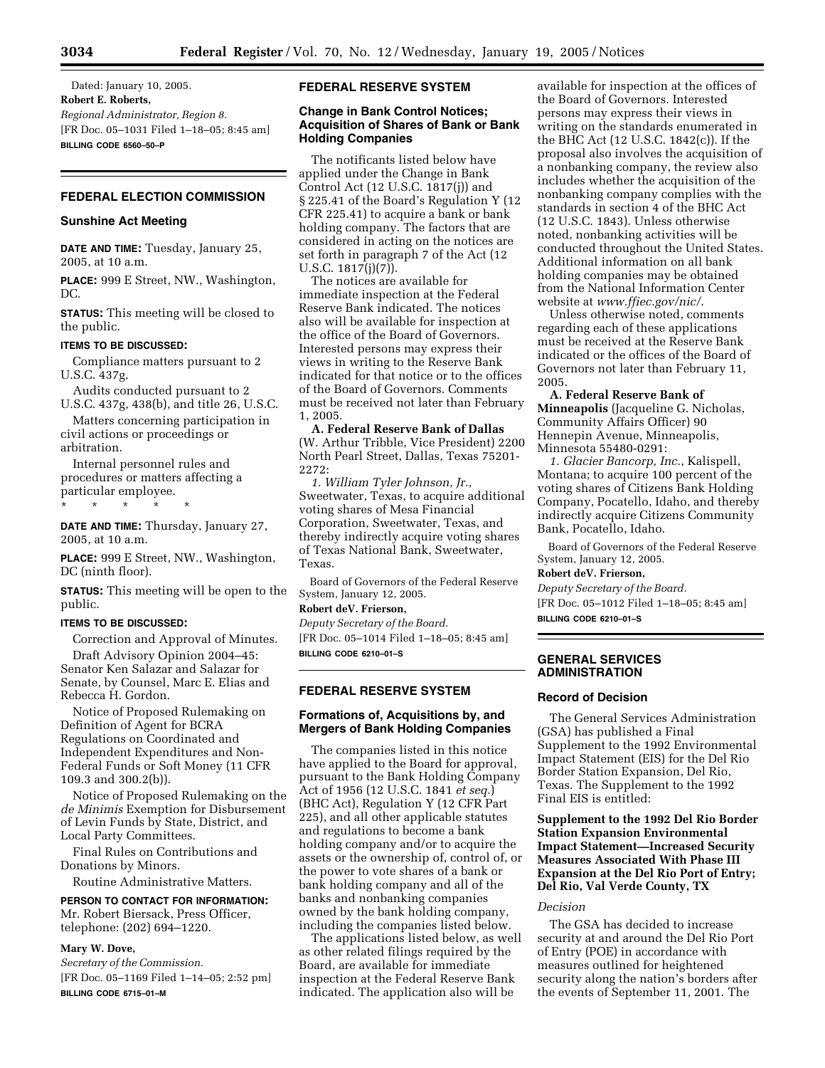Dated: January 10, 2005.

**Robert E. Roberts,**

*Regional Administrator, Region 8.*

[FR Doc. 05–1031 Filed 1–18–05; 8:45 am]

**BILLING CODE 6560–50–P**

## FEDERAL ELECTION COMMISSION

### Sunshine Act Meeting

**DATE AND TIME:** Tuesday, January 25, 2005, at 10 a.m.

**PLACE:** 999 E Street, NW., Washington, DC.

**STATUS:** This meeting will be closed to the public.

**ITEMS TO BE DISCUSSED:**

Compliance matters pursuant to 2 U.S.C. 437g.

Audits conducted pursuant to 2 U.S.C. 437g, 438(b), and title 26, U.S.C.

Matters concerning participation in civil actions or proceedings or arbitration.

Internal personnel rules and procedures or matters affecting a particular employee.

\* \* \* \* \*

**DATE AND TIME:** Thursday, January 27, 2005, at 10 a.m.

**PLACE:** 999 E Street, NW., Washington, DC (ninth floor).

**STATUS:** This meeting will be open to the public.

**ITEMS TO BE DISCUSSED:**

Correction and Approval of Minutes.

Draft Advisory Opinion 2004–45: Senator Ken Salazar and Salazar for Senate, by Counsel, Marc E. Elias and Rebecca H. Gordon.

Notice of Proposed Rulemaking on Definition of Agent for BCRA Regulations on Coordinated and Independent Expenditures and Non-Federal Funds or Soft Money (11 CFR 109.3 and 300.2(b)).

Notice of Proposed Rulemaking on the *de Minimis* Exemption for Disbursement of Levin Funds by State, District, and Local Party Committees.

Final Rules on Contributions and Donations by Minors.

Routine Administrative Matters.

**PERSON TO CONTACT FOR INFORMATION:** Mr. Robert Biersack, Press Officer, telephone: (202) 694–1220.

**Mary W. Dove,**

*Secretary of the Commission.*

[FR Doc. 05–1169 Filed 1–14–05; 2:52 pm]

**BILLING CODE 6715–01–M**

## FEDERAL RESERVE SYSTEM

### Change in Bank Control Notices; Acquisition of Shares of Bank or Bank Holding Companies

The notificants listed below have applied under the Change in Bank Control Act (12 U.S.C. 1817(j)) and § 225.41 of the Board's Regulation Y (12 CFR 225.41) to acquire a bank or bank holding company. The factors that are considered in acting on the notices are set forth in paragraph 7 of the Act (12 U.S.C. 1817(j)(7)).

The notices are available for immediate inspection at the Federal Reserve Bank indicated. The notices also will be available for inspection at the office of the Board of Governors. Interested persons may express their views in writing to the Reserve Bank indicated for that notice or to the offices of the Board of Governors. Comments must be received not later than February 1, 2005.

**A. Federal Reserve Bank of Dallas** (W. Arthur Tribble, Vice President) 2200 North Pearl Street, Dallas, Texas 75201-2272:

*1. William Tyler Johnson, Jr.*, Sweetwater, Texas, to acquire additional voting shares of Mesa Financial Corporation, Sweetwater, Texas, and thereby indirectly acquire voting shares of Texas National Bank, Sweetwater, Texas.

Board of Governors of the Federal Reserve System, January 12, 2005.

**Robert deV. Frierson,**

*Deputy Secretary of the Board.*

[FR Doc. 05–1014 Filed 1–18–05; 8:45 am]

**BILLING CODE 6210–01–S**

## FEDERAL RESERVE SYSTEM

### Formations of, Acquisitions by, and Mergers of Bank Holding Companies

The companies listed in this notice have applied to the Board for approval, pursuant to the Bank Holding Company Act of 1956 (12 U.S.C. 1841 *et seq.*) (BHC Act), Regulation Y (12 CFR Part 225), and all other applicable statutes and regulations to become a bank holding company and/or to acquire the assets or the ownership of, control of, or the power to vote shares of a bank or bank holding company and all of the banks and nonbanking companies owned by the bank holding company, including the companies listed below.

The applications listed below, as well as other related filings required by the Board, are available for immediate inspection at the Federal Reserve Bank indicated. The application also will be available for inspection at the offices of the Board of Governors. Interested persons may express their views in writing on the standards enumerated in the BHC Act (12 U.S.C. 1842(c)). If the proposal also involves the acquisition of a nonbanking company, the review also includes whether the acquisition of the nonbanking company complies with the standards in section 4 of the BHC Act (12 U.S.C. 1843). Unless otherwise noted, nonbanking activities will be conducted throughout the United States. Additional information on all bank holding companies may be obtained from the National Information Center website at *www.ffiec.gov/nic/*.

Unless otherwise noted, comments regarding each of these applications must be received at the Reserve Bank indicated or the offices of the Board of Governors not later than February 11, 2005.

**A. Federal Reserve Bank of Minneapolis** (Jacqueline G. Nicholas, Community Affairs Officer) 90 Hennepin Avenue, Minneapolis, Minnesota 55480-0291:

*1. Glacier Bancorp, Inc.*, Kalispell, Montana; to acquire 100 percent of the voting shares of Citizens Bank Holding Company, Pocatello, Idaho, and thereby indirectly acquire Citizens Community Bank, Pocatello, Idaho.

Board of Governors of the Federal Reserve System, January 12, 2005.

**Robert deV. Frierson,**

*Deputy Secretary of the Board.*

[FR Doc. 05–1012 Filed 1–18–05; 8:45 am]

**BILLING CODE 6210–01–S**

## GENERAL SERVICES ADMINISTRATION

### Record of Decision

The General Services Administration (GSA) has published a Final Supplement to the 1992 Environmental Impact Statement (EIS) for the Del Rio Border Station Expansion, Del Rio, Texas. The Supplement to the 1992 Final EIS is entitled:

**Supplement to the 1992 Del Rio Border Station Expansion Environmental Impact Statement—Increased Security Measures Associated With Phase III Expansion at the Del Rio Port of Entry; Del Rio, Val Verde County, TX**

*Decision*

The GSA has decided to increase security at and around the Del Rio Port of Entry (POE) in accordance with measures outlined for heightened security along the nation's borders after the events of September 11, 2001. The